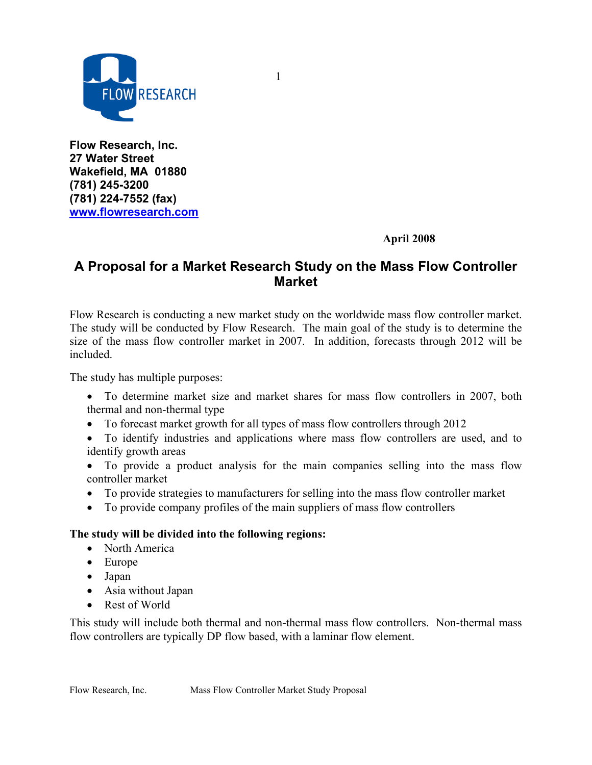**Flow Research, Inc.**
**27 Water Street**
**Wakefield, MA 01880**
**(781) 245-3200**
**(781) 224-7552 (fax)**
**[www.flowresearch.com](http://www.flowresearch.com)**

**April 2008**

# A Proposal for a Market Research Study on the Mass Flow Controller Market

Flow Research is conducting a new market study on the worldwide mass flow controller market. The study will be conducted by Flow Research. The main goal of the study is to determine the size of the mass flow controller market in 2007. In addition, forecasts through 2012 will be included.

The study has multiple purposes:

- To determine market size and market shares for mass flow controllers in 2007, both thermal and non-thermal type
- To forecast market growth for all types of mass flow controllers through 2012
- To identify industries and applications where mass flow controllers are used, and to identify growth areas
- To provide a product analysis for the main companies selling into the mass flow controller market
- To provide strategies to manufacturers for selling into the mass flow controller market
- To provide company profiles of the main suppliers of mass flow controllers

**The study will be divided into the following regions:**

- North America
- Europe
- Japan
- Asia without Japan
- Rest of World

This study will include both thermal and non-thermal mass flow controllers. Non-thermal mass flow controllers are typically DP flow based, with a laminar flow element.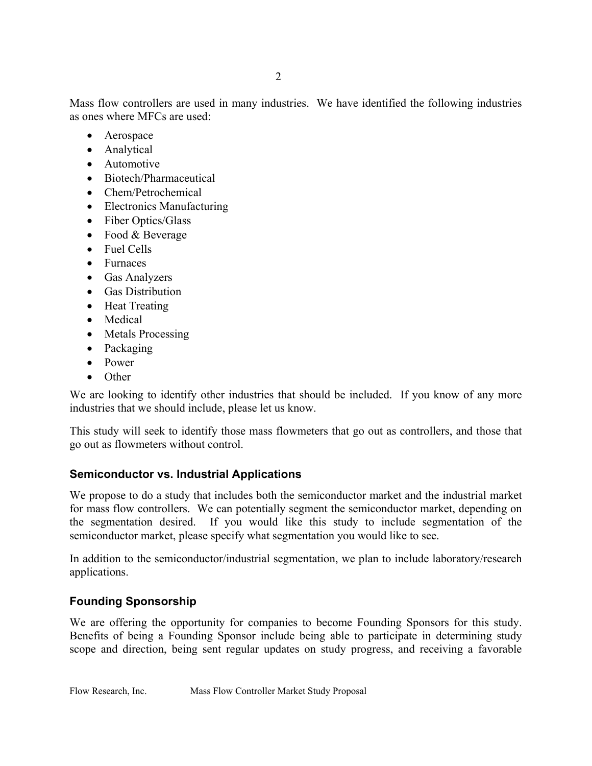Mass flow controllers are used in many industries. We have identified the following industries as ones where MFCs are used:

- Aerospace
- Analytical
- Automotive
- Biotech/Pharmaceutical
- Chem/Petrochemical
- Electronics Manufacturing
- Fiber Optics/Glass
- Food & Beverage
- Fuel Cells
- Furnaces
- Gas Analyzers
- Gas Distribution
- Heat Treating
- Medical
- Metals Processing
- Packaging
- Power
- Other

We are looking to identify other industries that should be included. If you know of any more industries that we should include, please let us know.

This study will seek to identify those mass flowmeters that go out as controllers, and those that go out as flowmeters without control.

## Semiconductor vs. Industrial Applications

We propose to do a study that includes both the semiconductor market and the industrial market for mass flow controllers. We can potentially segment the semiconductor market, depending on the segmentation desired. If you would like this study to include segmentation of the semiconductor market, please specify what segmentation you would like to see.

In addition to the semiconductor/industrial segmentation, we plan to include laboratory/research applications.

## Founding Sponsorship

We are offering the opportunity for companies to become Founding Sponsors for this study. Benefits of being a Founding Sponsor include being able to participate in determining study scope and direction, being sent regular updates on study progress, and receiving a favorable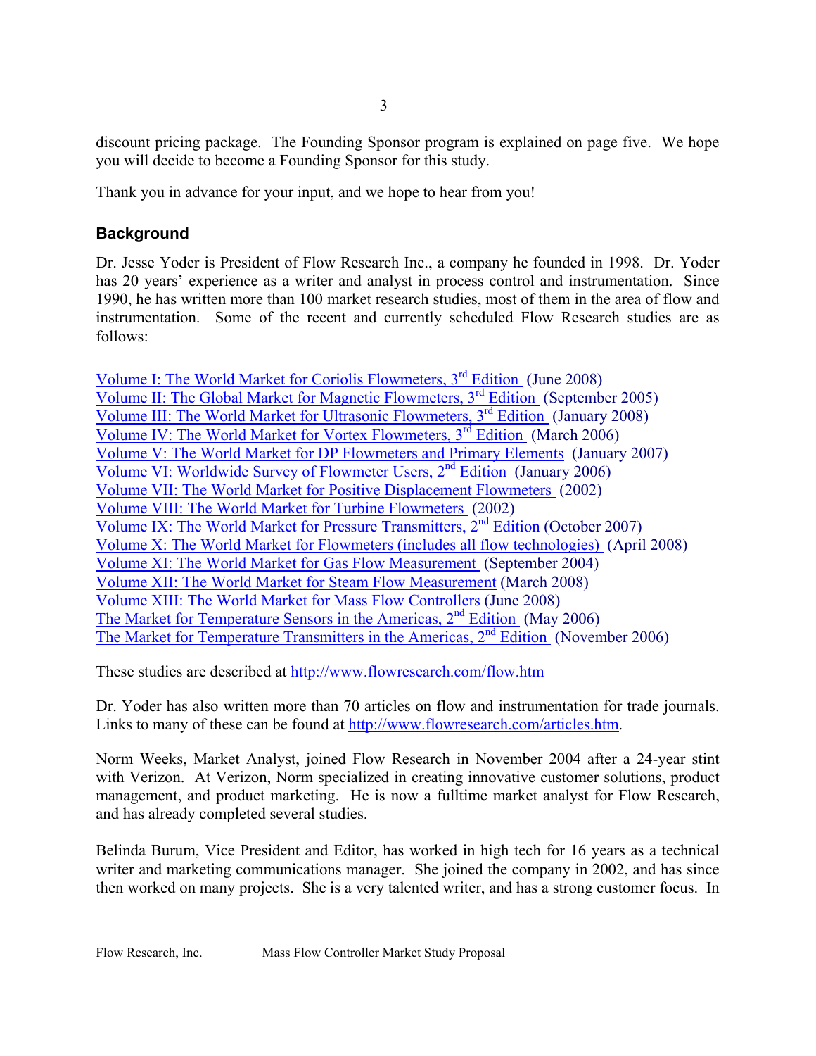discount pricing package. The Founding Sponsor program is explained on page five. We hope you will decide to become a Founding Sponsor for this study.

Thank you in advance for your input, and we hope to hear from you!

## Background

Dr. Jesse Yoder is President of Flow Research Inc., a company he founded in 1998. Dr. Yoder has 20 years' experience as a writer and analyst in process control and instrumentation. Since 1990, he has written more than 100 market research studies, most of them in the area of flow and instrumentation. Some of the recent and currently scheduled Flow Research studies are as follows:

Volume I: The World Market for Coriolis Flowmeters, 3rd Edition (June 2008)
Volume II: The Global Market for Magnetic Flowmeters, 3rd Edition (September 2005)
Volume III: The World Market for Ultrasonic Flowmeters, 3rd Edition (January 2008)
Volume IV: The World Market for Vortex Flowmeters, 3rd Edition (March 2006)
Volume V: The World Market for DP Flowmeters and Primary Elements (January 2007)
Volume VI: Worldwide Survey of Flowmeter Users, 2nd Edition (January 2006)
Volume VII: The World Market for Positive Displacement Flowmeters (2002)
Volume VIII: The World Market for Turbine Flowmeters (2002)
Volume IX: The World Market for Pressure Transmitters, 2nd Edition (October 2007)
Volume X: The World Market for Flowmeters (includes all flow technologies) (April 2008)
Volume XI: The World Market for Gas Flow Measurement (September 2004)
Volume XII: The World Market for Steam Flow Measurement (March 2008)
Volume XIII: The World Market for Mass Flow Controllers (June 2008)
The Market for Temperature Sensors in the Americas, 2nd Edition (May 2006)
The Market for Temperature Transmitters in the Americas, 2nd Edition (November 2006)

These studies are described at http://www.flowresearch.com/flow.htm

Dr. Yoder has also written more than 70 articles on flow and instrumentation for trade journals. Links to many of these can be found at http://www.flowresearch.com/articles.htm.

Norm Weeks, Market Analyst, joined Flow Research in November 2004 after a 24-year stint with Verizon. At Verizon, Norm specialized in creating innovative customer solutions, product management, and product marketing. He is now a fulltime market analyst for Flow Research, and has already completed several studies.

Belinda Burum, Vice President and Editor, has worked in high tech for 16 years as a technical writer and marketing communications manager. She joined the company in 2002, and has since then worked on many projects. She is a very talented writer, and has a strong customer focus. In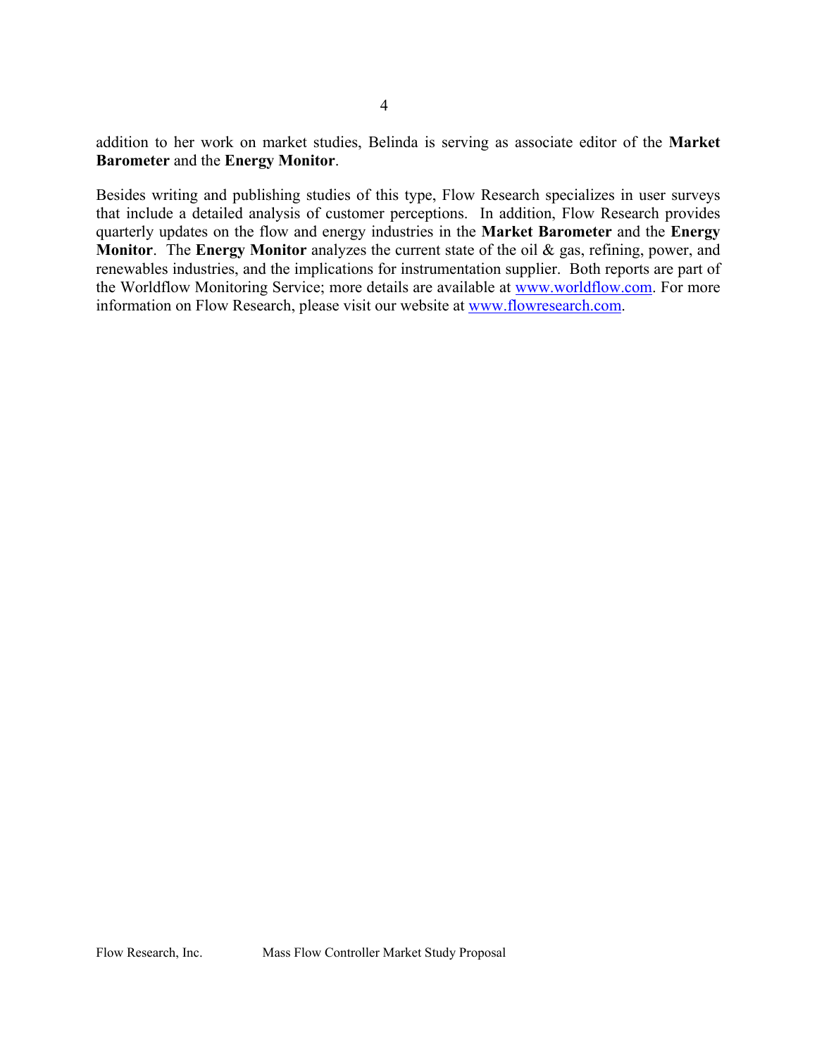addition to her work on market studies, Belinda is serving as associate editor of the **Market Barometer** and the **Energy Monitor**.

Besides writing and publishing studies of this type, Flow Research specializes in user surveys that include a detailed analysis of customer perceptions. In addition, Flow Research provides quarterly updates on the flow and energy industries in the **Market Barometer** and the **Energy Monitor**. The **Energy Monitor** analyzes the current state of the oil & gas, refining, power, and renewables industries, and the implications for instrumentation supplier. Both reports are part of the Worldflow Monitoring Service; more details are available at [www.worldflow.com](http://www.worldflow.com). For more information on Flow Research, please visit our website at [www.flowresearch.com](http://www.flowresearch.com).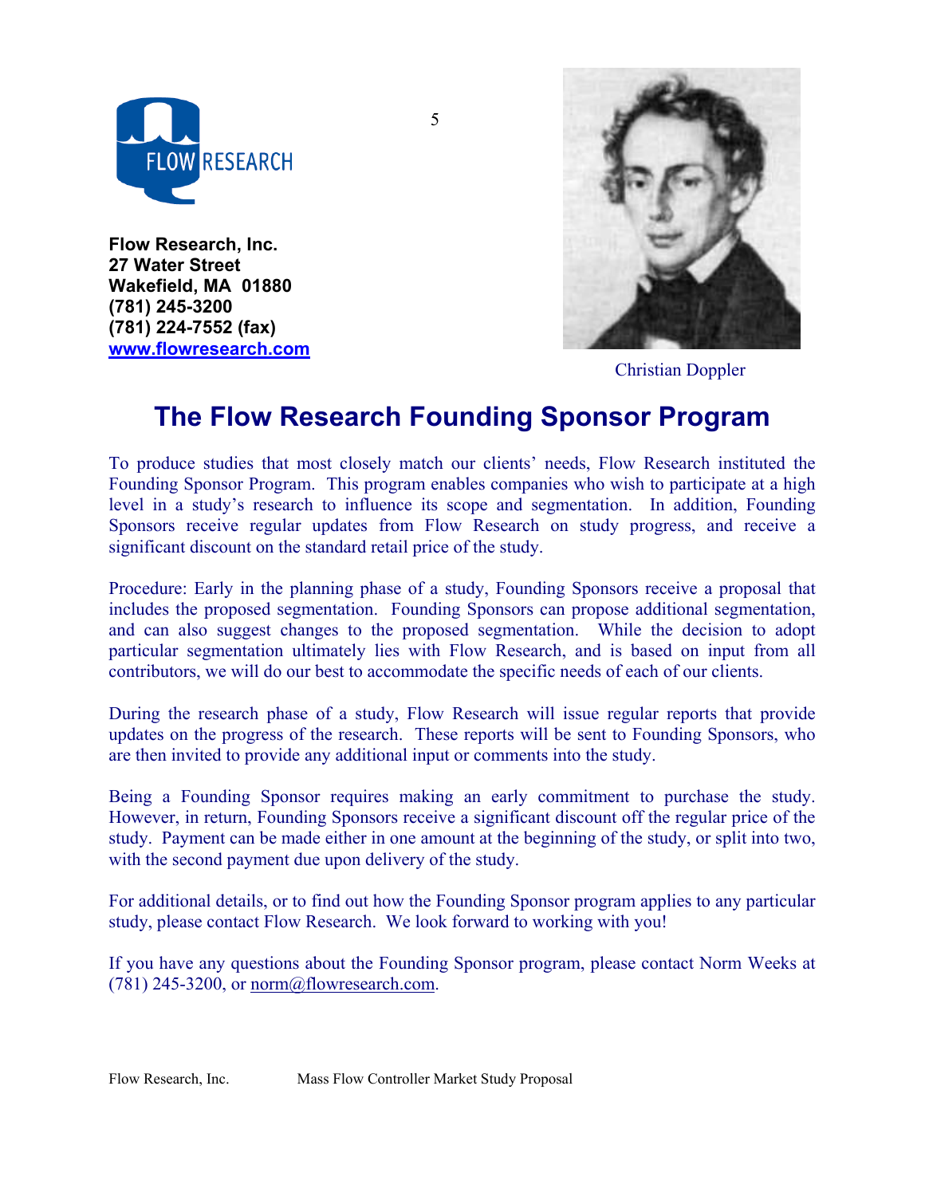**Flow Research, Inc.**
**27 Water Street**
**Wakefield, MA 01880**
**(781) 245-3200**
**(781) 224-7552 (fax)**
**[www.flowresearch.com](http://www.flowresearch.com)**

Christian Doppler

# The Flow Research Founding Sponsor Program

To produce studies that most closely match our clients' needs, Flow Research instituted the Founding Sponsor Program. This program enables companies who wish to participate at a high level in a study's research to influence its scope and segmentation. In addition, Founding Sponsors receive regular updates from Flow Research on study progress, and receive a significant discount on the standard retail price of the study.

Procedure: Early in the planning phase of a study, Founding Sponsors receive a proposal that includes the proposed segmentation. Founding Sponsors can propose additional segmentation, and can also suggest changes to the proposed segmentation. While the decision to adopt particular segmentation ultimately lies with Flow Research, and is based on input from all contributors, we will do our best to accommodate the specific needs of each of our clients.

During the research phase of a study, Flow Research will issue regular reports that provide updates on the progress of the research. These reports will be sent to Founding Sponsors, who are then invited to provide any additional input or comments into the study.

Being a Founding Sponsor requires making an early commitment to purchase the study. However, in return, Founding Sponsors receive a significant discount off the regular price of the study. Payment can be made either in one amount at the beginning of the study, or split into two, with the second payment due upon delivery of the study.

For additional details, or to find out how the Founding Sponsor program applies to any particular study, please contact Flow Research. We look forward to working with you!

If you have any questions about the Founding Sponsor program, please contact Norm Weeks at (781) 245-3200, or norm@flowresearch.com.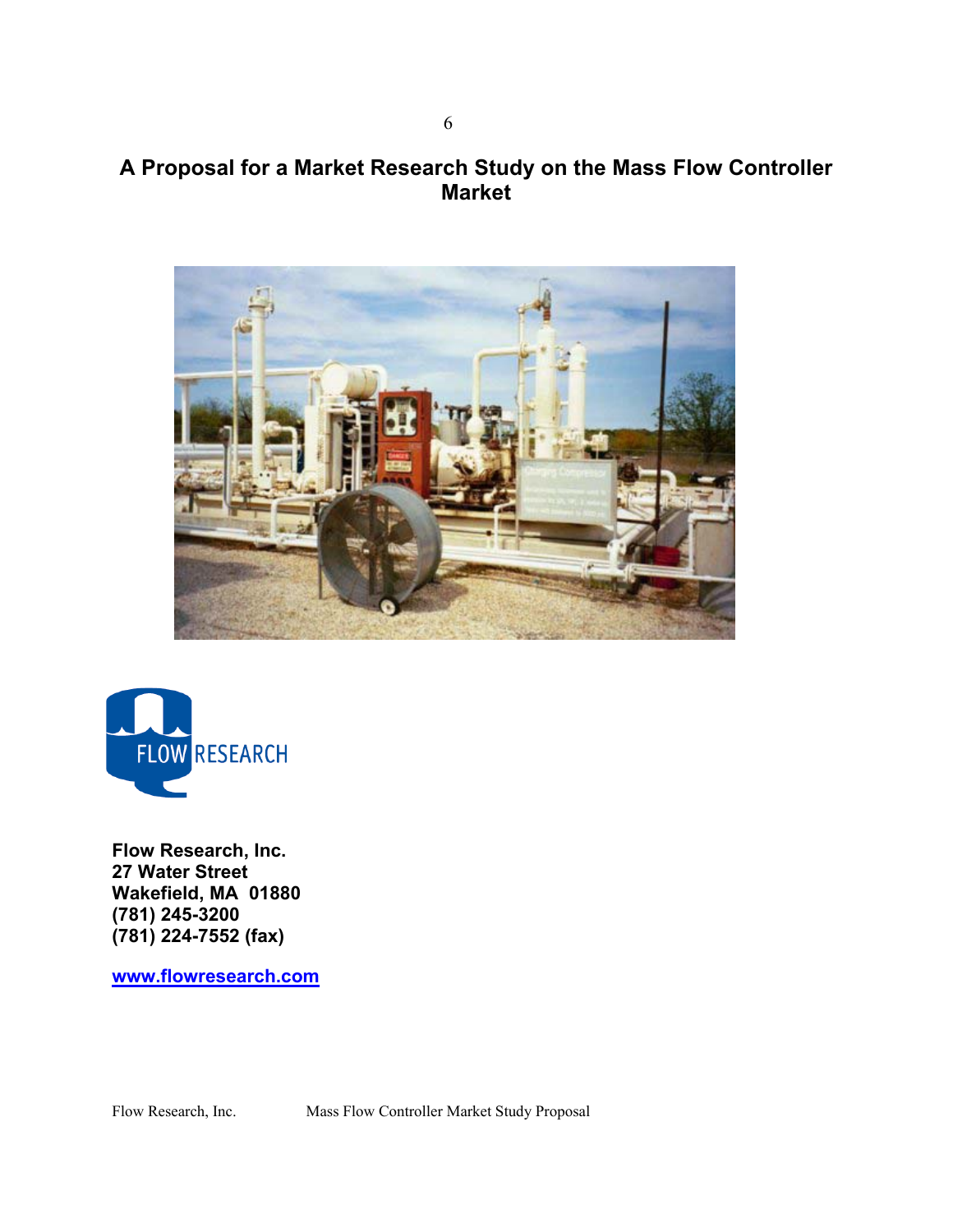# A Proposal for a Market Research Study on the Mass Flow Controller Market

**Flow Research, Inc.**
**27 Water Street**
**Wakefield, MA 01880**
**(781) 245-3200**
**(781) 224-7552 (fax)**

**www.flowresearch.com**